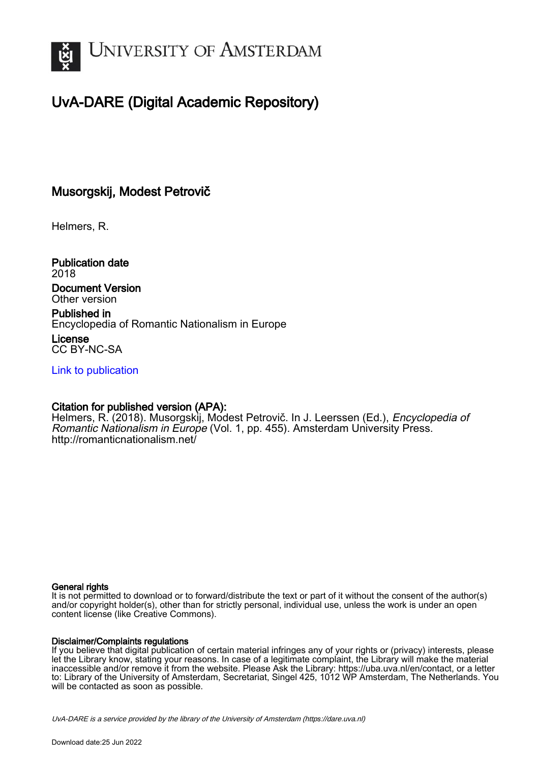# UvA-DARE (Digital Academic Repository)

## Musorgskij, Modest Petrovič

Helmers, R.

**Publication date**
2018

**Document Version**
Other version

**Published in**
Encyclopedia of Romantic Nationalism in Europe

**License**
CC BY-NC-SA

Link to publication

**Citation for published version (APA):**
Helmers, R. (2018). Musorgskij, Modest Petrovič. In J. Leerssen (Ed.), *Encyclopedia of Romantic Nationalism in Europe* (Vol. 1, pp. 455). Amsterdam University Press. http://romanticnationalism.net/

**General rights**
It is not permitted to download or to forward/distribute the text or part of it without the consent of the author(s) and/or copyright holder(s), other than for strictly personal, individual use, unless the work is under an open content license (like Creative Commons).

**Disclaimer/Complaints regulations**
If you believe that digital publication of certain material infringes any of your rights or (privacy) interests, please let the Library know, stating your reasons. In case of a legitimate complaint, the Library will make the material inaccessible and/or remove it from the website. Please Ask the Library: https://uba.uva.nl/en/contact, or a letter to: Library of the University of Amsterdam, Secretariat, Singel 425, 1012 WP Amsterdam, The Netherlands. You will be contacted as soon as possible.

UvA-DARE is a service provided by the library of the University of Amsterdam (https://dare.uva.nl)

Download date:25 Jun 2022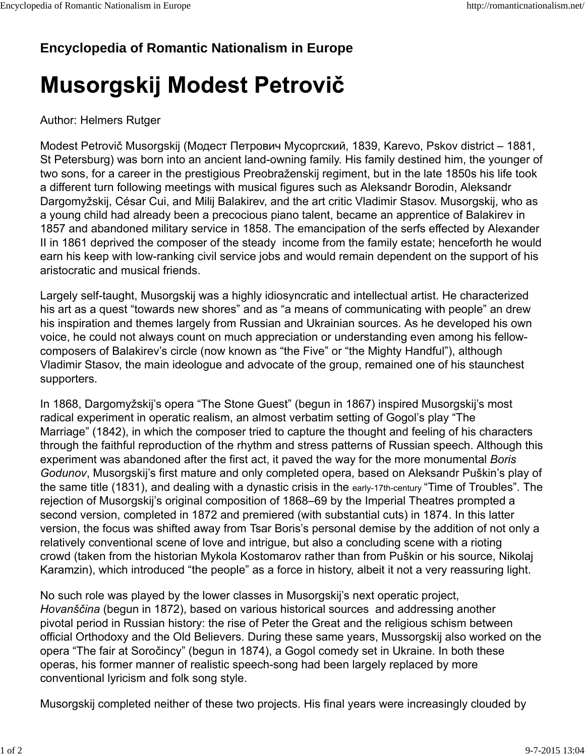## Encyclopedia of Romantic Nationalism in Europe

# Musorgskij Modest Petrovič

Author: Helmers Rutger

Modest Petrovič Musorgskij (Модест Петрович Мусоргский, 1839, Karevo, Pskov district – 1881, St Petersburg) was born into an ancient land-owning family. His family destined him, the younger of two sons, for a career in the prestigious Preobraženskij regiment, but in the late 1850s his life took a different turn following meetings with musical figures such as Aleksandr Borodin, Aleksandr Dargomyžskij, César Cui, and Milij Balakirev, and the art critic Vladimir Stasov. Musorgskij, who as a young child had already been a precocious piano talent, became an apprentice of Balakirev in 1857 and abandoned military service in 1858. The emancipation of the serfs effected by Alexander II in 1861 deprived the composer of the steady income from the family estate; henceforth he would earn his keep with low-ranking civil service jobs and would remain dependent on the support of his aristocratic and musical friends.

Largely self-taught, Musorgskij was a highly idiosyncratic and intellectual artist. He characterized his art as a quest "towards new shores" and as "a means of communicating with people" an drew his inspiration and themes largely from Russian and Ukrainian sources. As he developed his own voice, he could not always count on much appreciation or understanding even among his fellow-composers of Balakirev's circle (now known as "the Five" or "the Mighty Handful"), although Vladimir Stasov, the main ideologue and advocate of the group, remained one of his staunchest supporters.

In 1868, Dargomyžskij's opera "The Stone Guest" (begun in 1867) inspired Musorgskij's most radical experiment in operatic realism, an almost verbatim setting of Gogol's play "The Marriage" (1842), in which the composer tried to capture the thought and feeling of his characters through the faithful reproduction of the rhythm and stress patterns of Russian speech. Although this experiment was abandoned after the first act, it paved the way for the more monumental *Boris Godunov*, Musorgskij's first mature and only completed opera, based on Aleksandr Puškin's play of the same title (1831), and dealing with a dynastic crisis in the early-17th-century "Time of Troubles". The rejection of Musorgskij's original composition of 1868–69 by the Imperial Theatres prompted a second version, completed in 1872 and premiered (with substantial cuts) in 1874. In this latter version, the focus was shifted away from Tsar Boris's personal demise by the addition of not only a relatively conventional scene of love and intrigue, but also a concluding scene with a rioting crowd (taken from the historian Mykola Kostomarov rather than from Puškin or his source, Nikolaj Karamzin), which introduced "the people" as a force in history, albeit it not a very reassuring light.

No such role was played by the lower classes in Musorgskij's next operatic project, *Hovanščina* (begun in 1872), based on various historical sources and addressing another pivotal period in Russian history: the rise of Peter the Great and the religious schism between official Orthodoxy and the Old Believers. During these same years, Mussorgskij also worked on the opera "The fair at Soročincy" (begun in 1874), a Gogol comedy set in Ukraine. In both these operas, his former manner of realistic speech-song had been largely replaced by more conventional lyricism and folk song style.

Musorgskij completed neither of these two projects. His final years were increasingly clouded by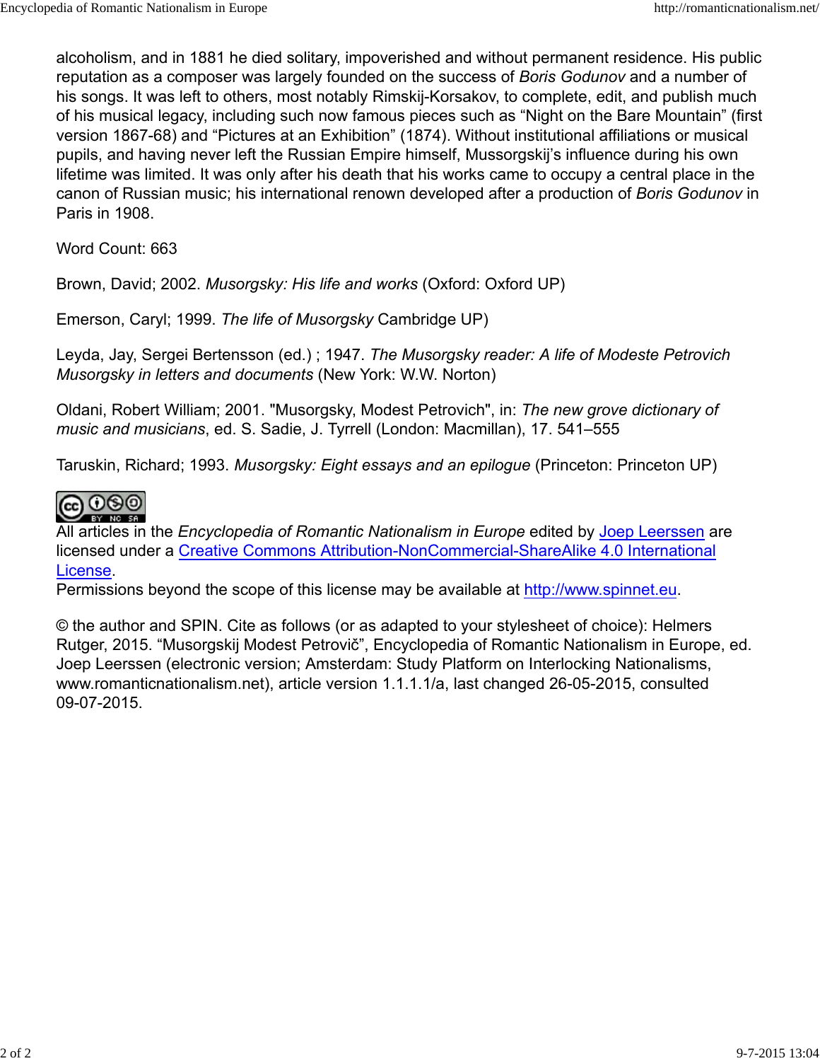alcoholism, and in 1881 he died solitary, impoverished and without permanent residence. His public reputation as a composer was largely founded on the success of *Boris Godunov* and a number of his songs. It was left to others, most notably Rimskij-Korsakov, to complete, edit, and publish much of his musical legacy, including such now famous pieces such as “Night on the Bare Mountain” (first version 1867-68) and “Pictures at an Exhibition” (1874). Without institutional affiliations or musical pupils, and having never left the Russian Empire himself, Mussorgskij’s influence during his own lifetime was limited. It was only after his death that his works came to occupy a central place in the canon of Russian music; his international renown developed after a production of *Boris Godunov* in Paris in 1908.

Word Count: 663

Brown, David; 2002. *Musorgsky: His life and works* (Oxford: Oxford UP)

Emerson, Caryl; 1999. *The life of Musorgsky* Cambridge UP)

Leyda, Jay, Sergei Bertensson (ed.) ; 1947. *The Musorgsky reader: A life of Modeste Petrovich Musorgsky in letters and documents* (New York: W.W. Norton)

Oldani, Robert William; 2001. "Musorgsky, Modest Petrovich", in: *The new grove dictionary of music and musicians*, ed. S. Sadie, J. Tyrrell (London: Macmillan), 17. 541–555

Taruskin, Richard; 1993. *Musorgsky: Eight essays and an epilogue* (Princeton: Princeton UP)

All articles in the *Encyclopedia of Romantic Nationalism in Europe* edited by Joep Leerssen are licensed under a Creative Commons Attribution-NonCommercial-ShareAlike 4.0 International License.
Permissions beyond the scope of this license may be available at http://www.spinnet.eu.

© the author and SPIN. Cite as follows (or as adapted to your stylesheet of choice): Helmers Rutger, 2015. “Musorgskij Modest Petrovič”, Encyclopedia of Romantic Nationalism in Europe, ed. Joep Leerssen (electronic version; Amsterdam: Study Platform on Interlocking Nationalisms, www.romanticnationalism.net), article version 1.1.1.1/a, last changed 26-05-2015, consulted 09-07-2015.